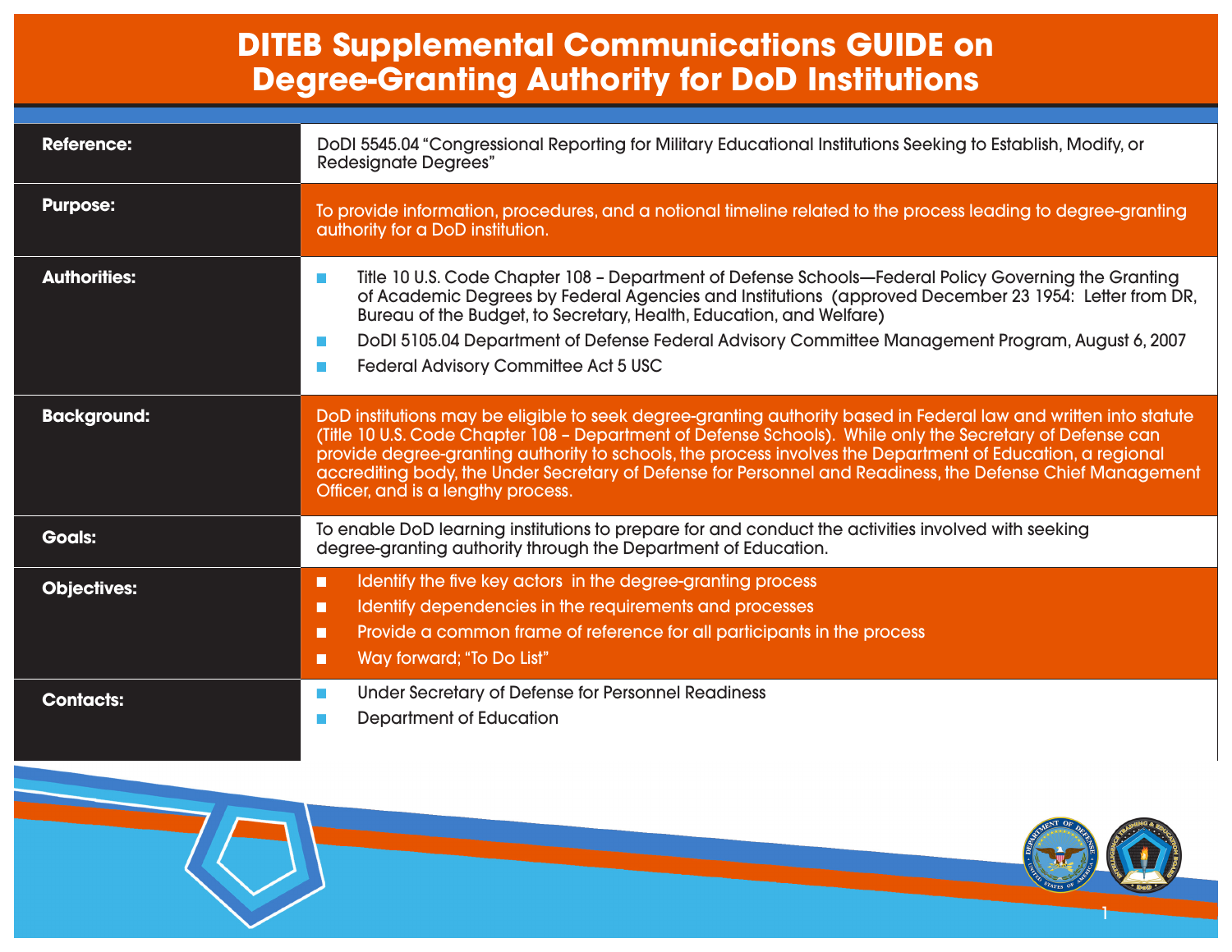# DITEB Supplemental Communications GUIDE on Degree-Granting Authority for DoD Institutions

| | |
|---|---|
| **Reference:** | DoDI 5545.04 "Congressional Reporting for Military Educational Institutions Seeking to Establish, Modify, or Redesignate Degrees" |
| **Purpose:** | To provide information, procedures, and a notional timeline related to the process leading to degree-granting authority for a DoD institution. |
| **Authorities:** | • Title 10 U.S. Code Chapter 108 – Department of Defense Schools—Federal Policy Governing the Granting of Academic Degrees by Federal Agencies and Institutions (approved December 23 1954: Letter from DR, Bureau of the Budget, to Secretary, Health, Education, and Welfare)<br>• DoDI 5105.04 Department of Defense Federal Advisory Committee Management Program, August 6, 2007<br>• Federal Advisory Committee Act 5 USC |
| **Background:** | DoD institutions may be eligible to seek degree-granting authority based in Federal law and written into statute (Title 10 U.S. Code Chapter 108 – Department of Defense Schools). While only the Secretary of Defense can provide degree-granting authority to schools, the process involves the Department of Education, a regional accrediting body, the Under Secretary of Defense for Personnel and Readiness, the Defense Chief Management Officer, and is a lengthy process. |
| **Goals:** | To enable DoD learning institutions to prepare for and conduct the activities involved with seeking degree-granting authority through the Department of Education. |
| **Objectives:** | • Identify the five key actors in the degree-granting process<br>• Identify dependencies in the requirements and processes<br>• Provide a common frame of reference for all participants in the process<br>• Way forward; "To Do List" |
| **Contacts:** | • Under Secretary of Defense for Personnel Readiness<br>• Department of Education |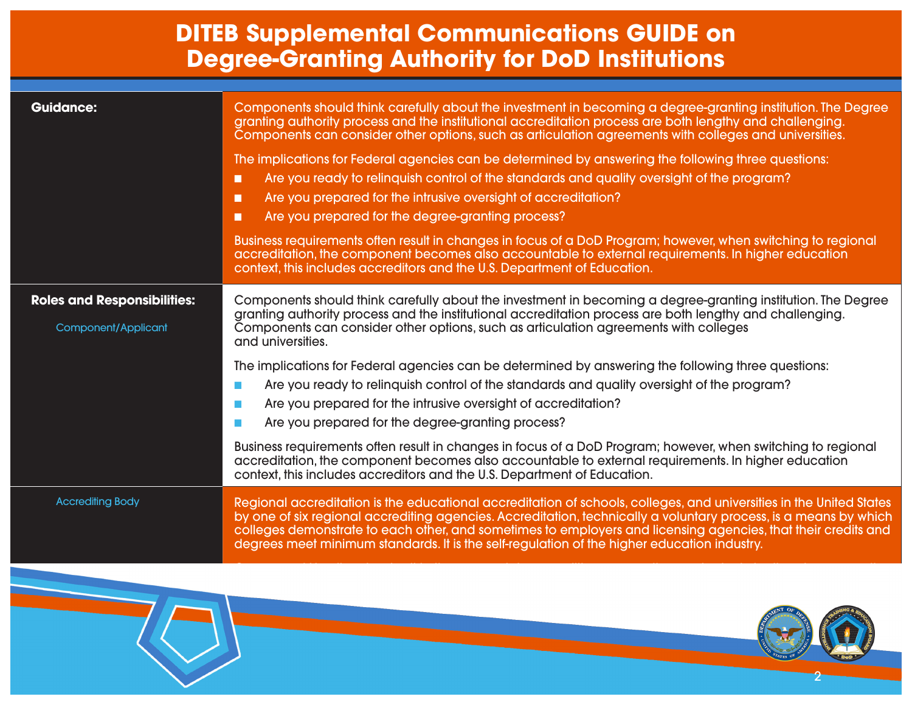# DITEB Supplemental Communications GUIDE on Degree-Granting Authority for DoD Institutions

| | |
|---|---|
| **Guidance:** | Components should think carefully about the investment in becoming a degree-granting institution. The Degree granting authority process and the institutional accreditation process are both lengthy and challenging. Components can consider other options, such as articulation agreements with colleges and universities.<br><br>The implications for Federal agencies can be determined by answering the following three questions:<br>■ Are you ready to relinquish control of the standards and quality oversight of the program?<br>■ Are you prepared for the intrusive oversight of accreditation?<br>■ Are you prepared for the degree-granting process?<br><br>Business requirements often result in changes in focus of a DoD Program; however, when switching to regional accreditation, the component becomes also accountable to external requirements. In higher education context, this includes accreditors and the U.S. Department of Education. |
| **Roles and Responsibilities:**<br>Component/Applicant | Components should think carefully about the investment in becoming a degree-granting institution. The Degree granting authority process and the institutional accreditation process are both lengthy and challenging. Components can consider other options, such as articulation agreements with colleges and universities.<br><br>The implications for Federal agencies can be determined by answering the following three questions:<br>■ Are you ready to relinquish control of the standards and quality oversight of the program?<br>■ Are you prepared for the intrusive oversight of accreditation?<br>■ Are you prepared for the degree-granting process?<br><br>Business requirements often result in changes in focus of a DoD Program; however, when switching to regional accreditation, the component becomes also accountable to external requirements. In higher education context, this includes accreditors and the U.S. Department of Education. |
| Accrediting Body | Regional accreditation is the educational accreditation of schools, colleges, and universities in the United States by one of six regional accrediting agencies. Accreditation, technically a voluntary process, is a means by which colleges demonstrate to each other, and sometimes to employers and licensing agencies, that their credits and degrees meet minimum standards. It is the self-regulation of the higher education industry. |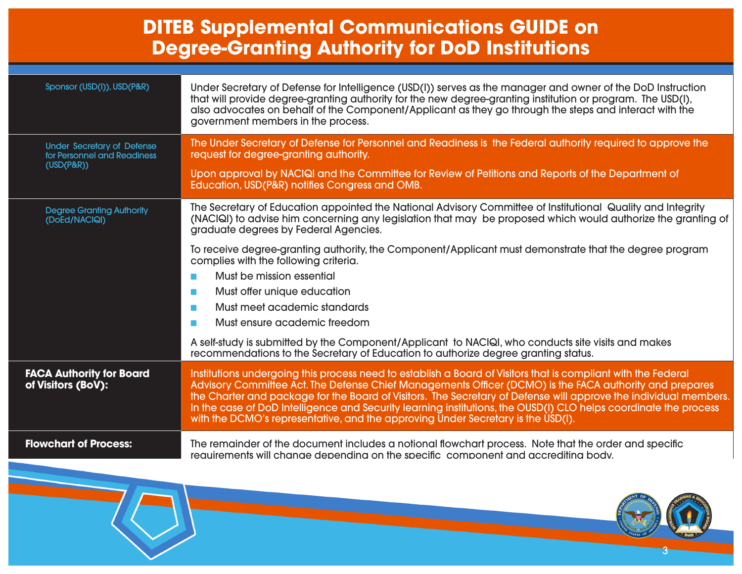# DITEB Supplemental Communications GUIDE on Degree-Granting Authority for DoD Institutions

| | |
|---|---|
| Sponsor (USD(I)), USD(P&R) | Under Secretary of Defense for Intelligence (USD(I)) serves as the manager and owner of the DoD Instruction that will provide degree-granting authority for the new degree-granting institution or program. The USD(I), also advocates on behalf of the Component/Applicant as they go through the steps and interact with the government members in the process. |
| Under Secretary of Defense for Personnel and Readiness (USD(P&R)) | The Under Secretary of Defense for Personnel and Readiness is the Federal authority required to approve the request for degree-granting authority.<br><br>Upon approval by NACIQI and the Committee for Review of Petitions and Reports of the Department of Education, USD(P&R) notifies Congress and OMB. |
| Degree Granting Authority (DoEd/NACIQI) | The Secretary of Education appointed the National Advisory Committee of Institutional Quality and Integrity (NACIQI) to advise him concerning any legislation that may be proposed which would authorize the granting of graduate degrees by Federal Agencies.<br><br>To receive degree-granting authority, the Component/Applicant must demonstrate that the degree program complies with the following criteria.<br>▪ Must be mission essential<br>▪ Must offer unique education<br>▪ Must meet academic standards<br>▪ Must ensure academic freedom<br><br>A self-study is submitted by the Component/Applicant to NACIQI, who conducts site visits and makes recommendations to the Secretary of Education to authorize degree granting status. |
| **FACA Authority for Board of Visitors (BoV):** | Institutions undergoing this process need to establish a Board of Visitors that is compliant with the Federal Advisory Committee Act. The Defense Chief Managements Officer (DCMO) is the FACA authority and prepares the Charter and package for the Board of Visitors. The Secretary of Defense will approve the individual members. In the case of DoD Intelligence and Security learning institutions, the OUSD(I) CLO helps coordinate the process with the DCMO's representative, and the approving Under Secretary is the USD(I). |
| **Flowchart of Process:** | The remainder of the document includes a notional flowchart process. Note that the order and specific requirements will change depending on the specific component and accrediting body. |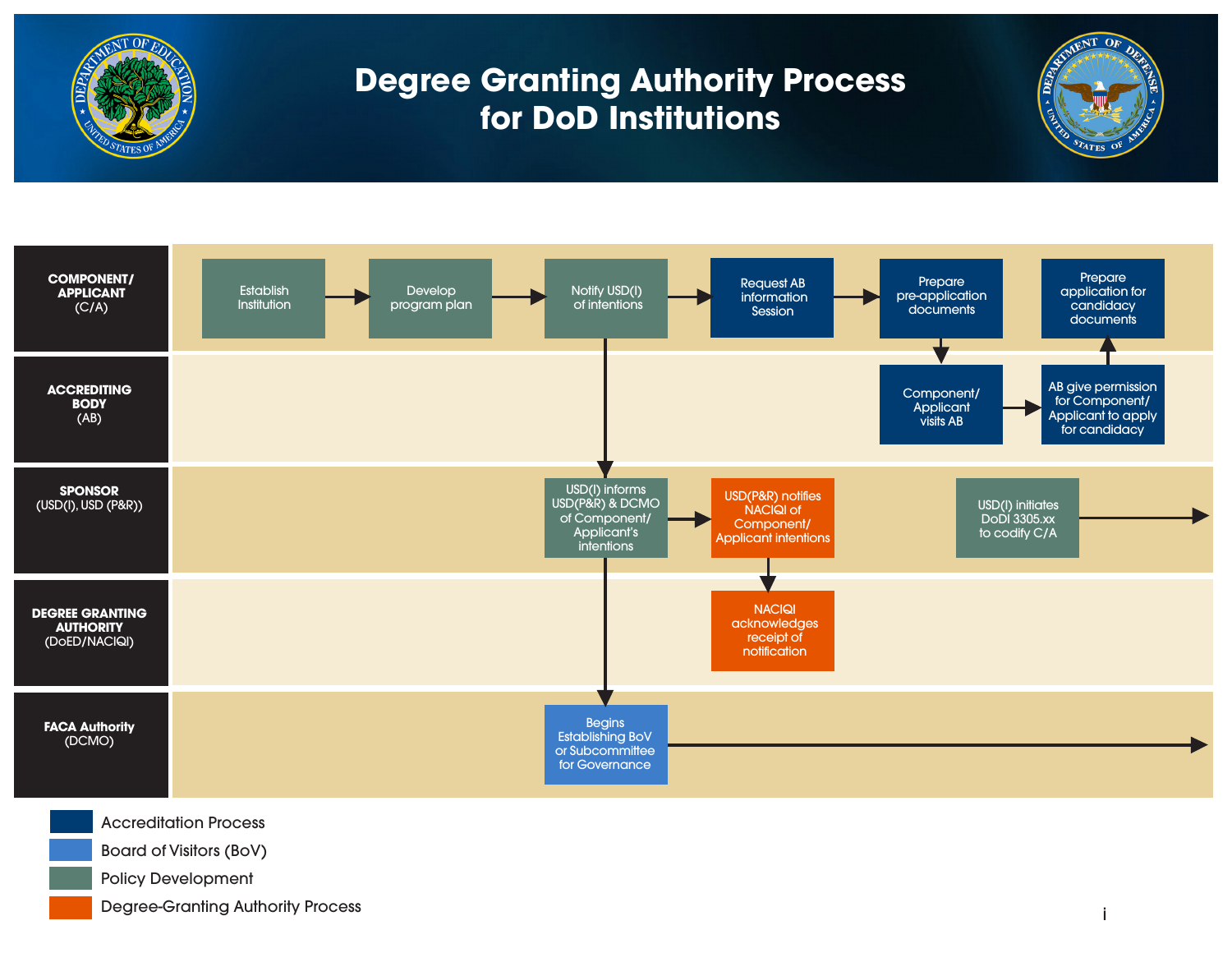# Degree Granting Authority Process for DoD Institutions

**COMPONENT/ APPLICANT** (C/A)

- Establish Institution → Develop program plan → Notify USD(I) of intentions → Request AB information Session → Prepare pre-application documents
- Prepare application for candidacy documents

**ACCREDITING BODY** (AB)

- Component/ Applicant visits AB → AB give permission for Component/ Applicant to apply for candidacy

**SPONSOR** (USD(I), USD (P&R))

- USD(I) informs USD(P&R) & DCMO of Component/ Applicant's intentions → USD(P&R) notifies NACIQI of Component/ Applicant intentions
- USD(I) initiates DoDI 3305.xx to codify C/A →

**DEGREE GRANTING AUTHORITY** (DoED/NACIQI)

- NACIQI acknowledges receipt of notification

**FACA Authority** (DCMO)

- Begins Establishing BoV or Subcommittee for Governance →

Legend:

- Accreditation Process
- Board of Visitors (BoV)
- Policy Development
- Degree-Granting Authority Process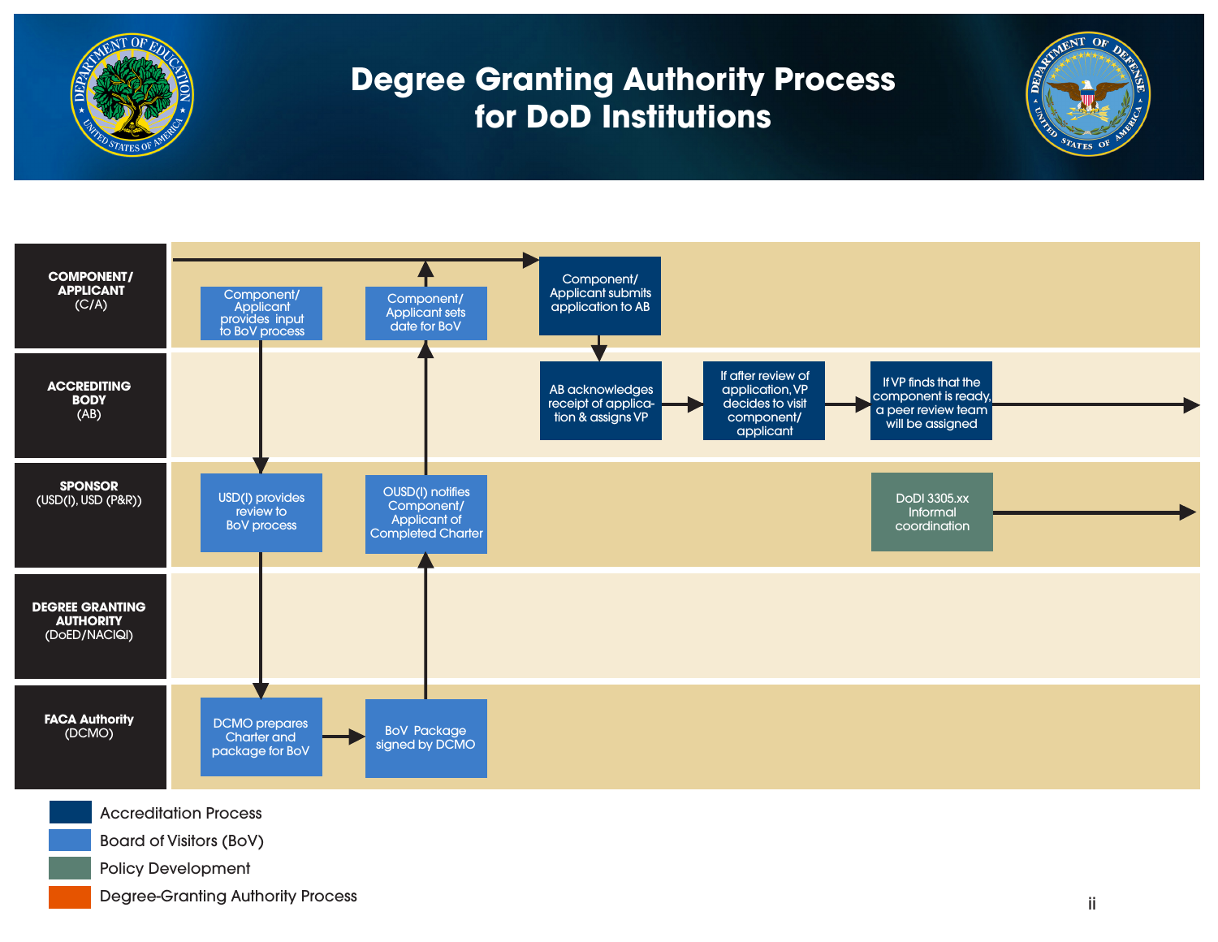# Degree Granting Authority Process for DoD Institutions

**COMPONENT/ APPLICANT** (C/A)

- Component/ Applicant provides input to BoV process
- Component/ Applicant sets date for BoV
- Component/ Applicant submits application to AB

**ACCREDITING BODY** (AB)

- AB acknowledges receipt of application & assigns VP
- If after review of application, VP decides to visit component/ applicant
- If VP finds that the component is ready, a peer review team will be assigned

**SPONSOR** (USD(I), USD (P&R))

- USD(I) provides review to BoV process
- OUSD(I) notifies Component/ Applicant of Completed Charter
- DoDI 3305.xx Informal coordination

**DEGREE GRANTING AUTHORITY** (DoED/NACIQI)

**FACA Authority** (DCMO)

- DCMO prepares Charter and package for BoV
- BoV Package signed by DCMO

Legend:

- Accreditation Process
- Board of Visitors (BoV)
- Policy Development
- Degree-Granting Authority Process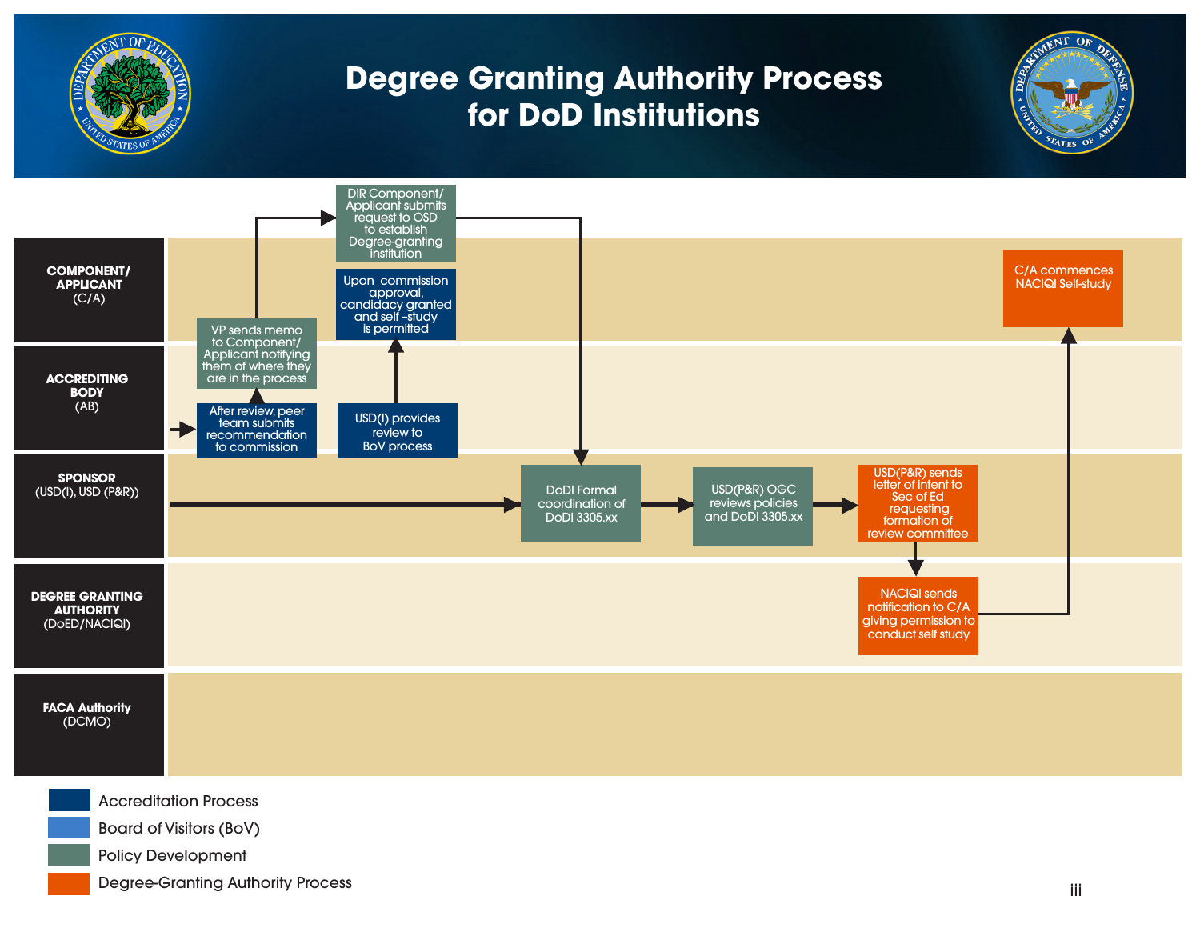# Degree Granting Authority Process for DoD Institutions

**COMPONENT/ APPLICANT** (C/A)

- DIR Component/ Applicant submits request to OSD to establish Degree-granting institution
- Upon commission approval, candidacy granted and self –study is permitted
- C/A commences NACIQI Self-study

**ACCREDITING BODY** (AB)

- After review, peer team submits recommendation to commission
- VP sends memo to Component/ Applicant notifying them of where they are in the process
- USD(I) provides review to BoV process

**SPONSOR** (USD(I), USD (P&R))

- DoDI Formal coordination of DoDI 3305.xx
- USD(P&R) OGC reviews policies and DoDI 3305.xx
- USD(P&R) sends letter of intent to Sec of Ed requesting formation of review committee

**DEGREE GRANTING AUTHORITY** (DoED/NACIQI)

- NACIQI sends notification to C/A giving permission to conduct self study

**FACA Authority** (DCMO)

Legend:

- Accreditation Process
- Board of Visitors (BoV)
- Policy Development
- Degree-Granting Authority Process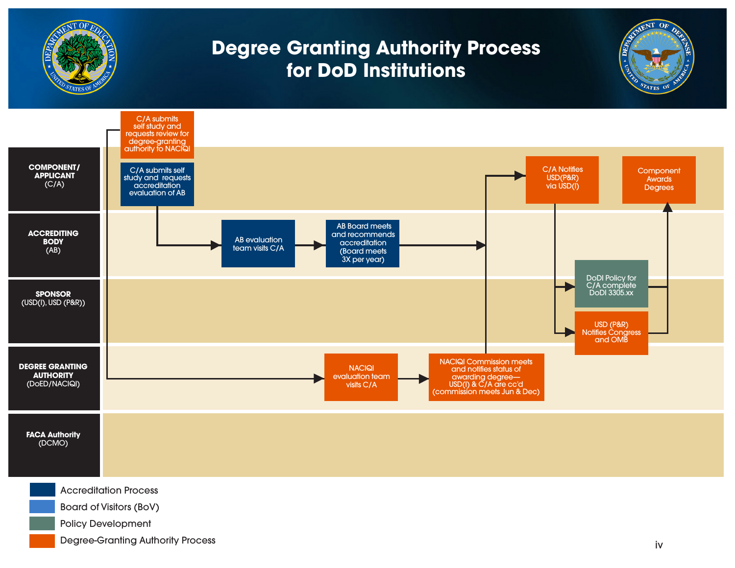# Degree Granting Authority Process for DoD Institutions

**COMPONENT/ APPLICANT** (C/A)

**ACCREDITING BODY** (AB)

**SPONSOR** (USD(I), USD (P&R))

**DEGREE GRANTING AUTHORITY** (DoED/NACIQI)

**FACA Authority** (DCMO)

C/A submits self study and requests review for degree-granting authority to NACIQI

C/A submits self study and requests accreditation evaluation of AB

AB evaluation team visits C/A

AB Board meets and recommends accreditation (Board meets 3X per year)

NACIQI evaluation team visits C/A

NACIQI Commission meets and notifies status of awarding degree—USD(I) & C/A are cc'd (commission meets Jun & Dec)

C/A Notifies USD(P&R) via USD(I)

DoDI Policy for C/A complete DoDI 3305.xx

USD (P&R) Notifies Congress and OMB

Component Awards Degrees

Accreditation Process

Board of Visitors (BoV)

Policy Development

Degree-Granting Authority Process